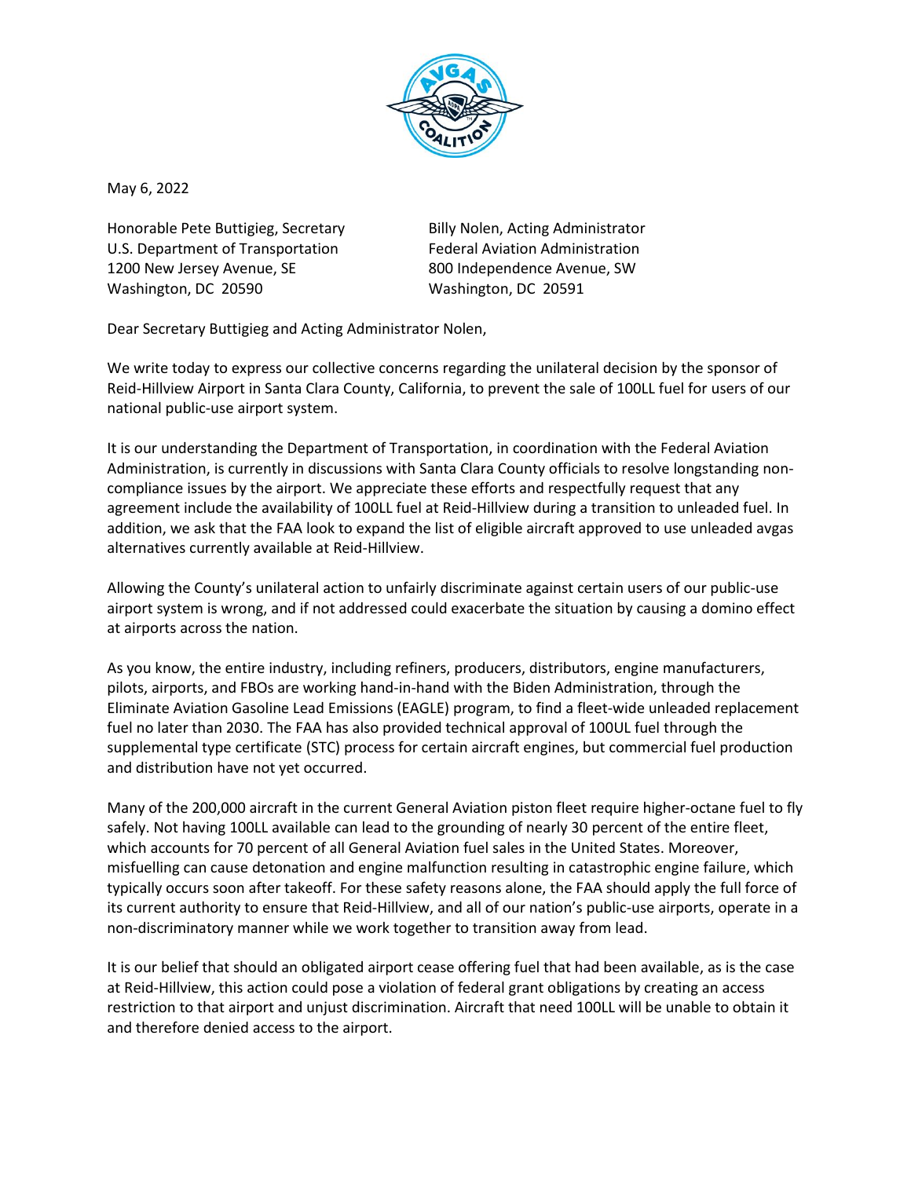May 6, 2022

Honorable Pete Buttigieg, Secretary
U.S. Department of Transportation
1200 New Jersey Avenue, SE
Washington, DC 20590

Billy Nolen, Acting Administrator
Federal Aviation Administration
800 Independence Avenue, SW
Washington, DC 20591

Dear Secretary Buttigieg and Acting Administrator Nolen,

We write today to express our collective concerns regarding the unilateral decision by the sponsor of Reid-Hillview Airport in Santa Clara County, California, to prevent the sale of 100LL fuel for users of our national public-use airport system.

It is our understanding the Department of Transportation, in coordination with the Federal Aviation Administration, is currently in discussions with Santa Clara County officials to resolve longstanding non-compliance issues by the airport. We appreciate these efforts and respectfully request that any agreement include the availability of 100LL fuel at Reid-Hillview during a transition to unleaded fuel. In addition, we ask that the FAA look to expand the list of eligible aircraft approved to use unleaded avgas alternatives currently available at Reid-Hillview.

Allowing the County's unilateral action to unfairly discriminate against certain users of our public-use airport system is wrong, and if not addressed could exacerbate the situation by causing a domino effect at airports across the nation.

As you know, the entire industry, including refiners, producers, distributors, engine manufacturers, pilots, airports, and FBOs are working hand-in-hand with the Biden Administration, through the Eliminate Aviation Gasoline Lead Emissions (EAGLE) program, to find a fleet-wide unleaded replacement fuel no later than 2030. The FAA has also provided technical approval of 100UL fuel through the supplemental type certificate (STC) process for certain aircraft engines, but commercial fuel production and distribution have not yet occurred.

Many of the 200,000 aircraft in the current General Aviation piston fleet require higher-octane fuel to fly safely. Not having 100LL available can lead to the grounding of nearly 30 percent of the entire fleet, which accounts for 70 percent of all General Aviation fuel sales in the United States. Moreover, misfuelling can cause detonation and engine malfunction resulting in catastrophic engine failure, which typically occurs soon after takeoff. For these safety reasons alone, the FAA should apply the full force of its current authority to ensure that Reid-Hillview, and all of our nation's public-use airports, operate in a non-discriminatory manner while we work together to transition away from lead.

It is our belief that should an obligated airport cease offering fuel that had been available, as is the case at Reid-Hillview, this action could pose a violation of federal grant obligations by creating an access restriction to that airport and unjust discrimination. Aircraft that need 100LL will be unable to obtain it and therefore denied access to the airport.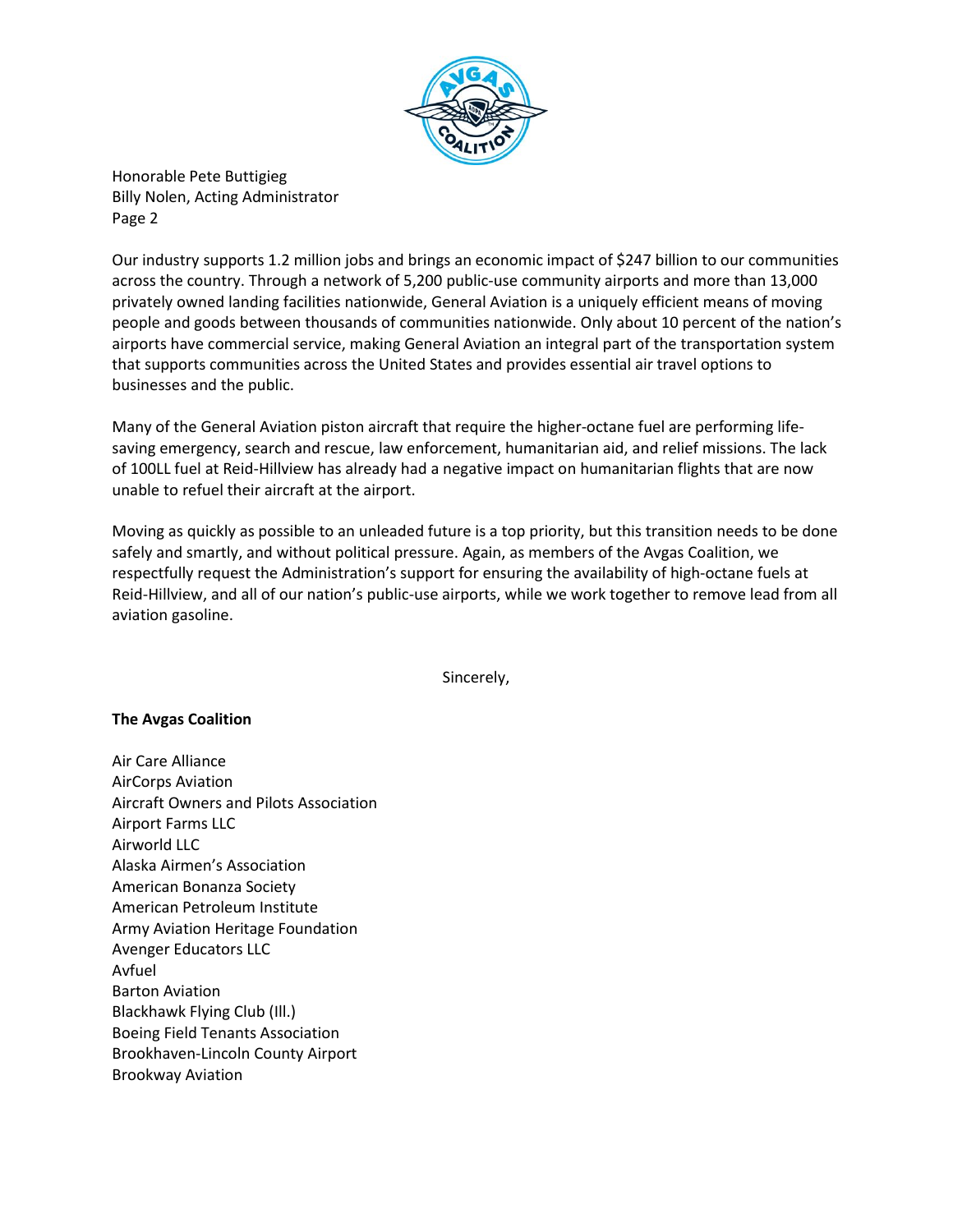Our industry supports 1.2 million jobs and brings an economic impact of $247 billion to our communities across the country. Through a network of 5,200 public-use community airports and more than 13,000 privately owned landing facilities nationwide, General Aviation is a uniquely efficient means of moving people and goods between thousands of communities nationwide. Only about 10 percent of the nation's airports have commercial service, making General Aviation an integral part of the transportation system that supports communities across the United States and provides essential air travel options to businesses and the public.

Many of the General Aviation piston aircraft that require the higher-octane fuel are performing life-saving emergency, search and rescue, law enforcement, humanitarian aid, and relief missions. The lack of 100LL fuel at Reid-Hillview has already had a negative impact on humanitarian flights that are now unable to refuel their aircraft at the airport.

Moving as quickly as possible to an unleaded future is a top priority, but this transition needs to be done safely and smartly, and without political pressure. Again, as members of the Avgas Coalition, we respectfully request the Administration's support for ensuring the availability of high-octane fuels at Reid-Hillview, and all of our nation's public-use airports, while we work together to remove lead from all aviation gasoline.

Sincerely,

**The Avgas Coalition**

Air Care Alliance
AirCorps Aviation
Aircraft Owners and Pilots Association
Airport Farms LLC
Airworld LLC
Alaska Airmen's Association
American Bonanza Society
American Petroleum Institute
Army Aviation Heritage Foundation
Avenger Educators LLC
Avfuel
Barton Aviation
Blackhawk Flying Club (Ill.)
Boeing Field Tenants Association
Brookhaven-Lincoln County Airport
Brookway Aviation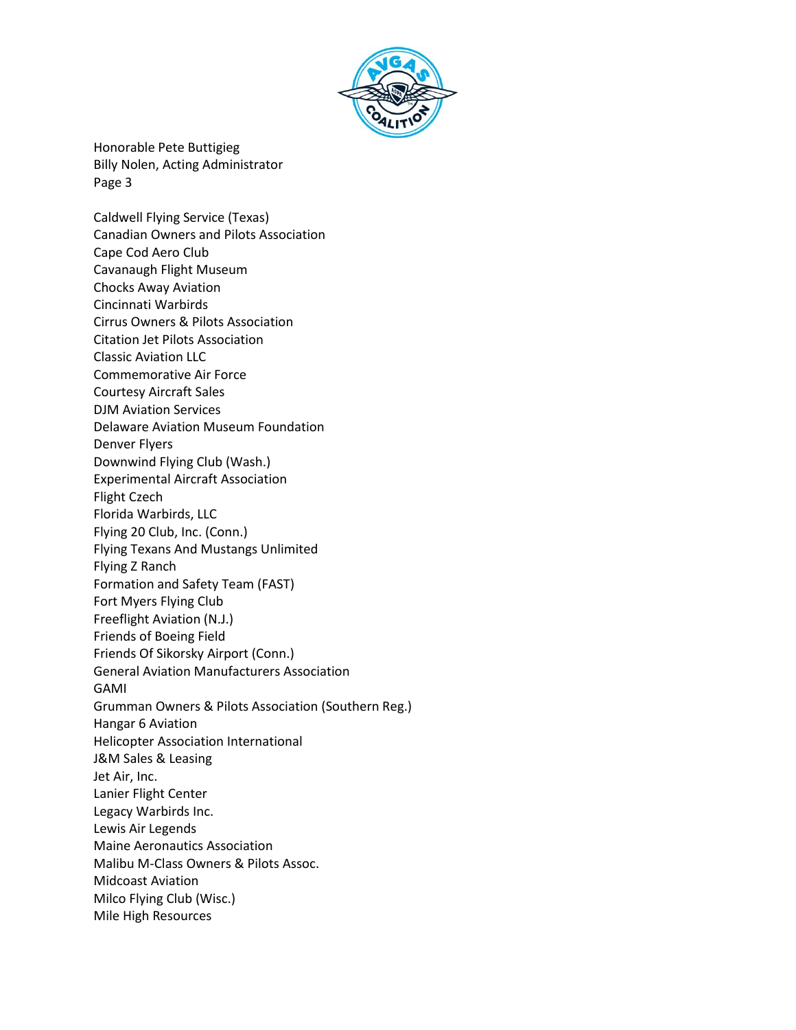Caldwell Flying Service (Texas)
Canadian Owners and Pilots Association
Cape Cod Aero Club
Cavanaugh Flight Museum
Chocks Away Aviation
Cincinnati Warbirds
Cirrus Owners & Pilots Association
Citation Jet Pilots Association
Classic Aviation LLC
Commemorative Air Force
Courtesy Aircraft Sales
DJM Aviation Services
Delaware Aviation Museum Foundation
Denver Flyers
Downwind Flying Club (Wash.)
Experimental Aircraft Association
Flight Czech
Florida Warbirds, LLC
Flying 20 Club, Inc. (Conn.)
Flying Texans And Mustangs Unlimited
Flying Z Ranch
Formation and Safety Team (FAST)
Fort Myers Flying Club
Freeflight Aviation (N.J.)
Friends of Boeing Field
Friends Of Sikorsky Airport (Conn.)
General Aviation Manufacturers Association
GAMI
Grumman Owners & Pilots Association (Southern Reg.)
Hangar 6 Aviation
Helicopter Association International
J&M Sales & Leasing
Jet Air, Inc.
Lanier Flight Center
Legacy Warbirds Inc.
Lewis Air Legends
Maine Aeronautics Association
Malibu M-Class Owners & Pilots Assoc.
Midcoast Aviation
Milco Flying Club (Wisc.)
Mile High Resources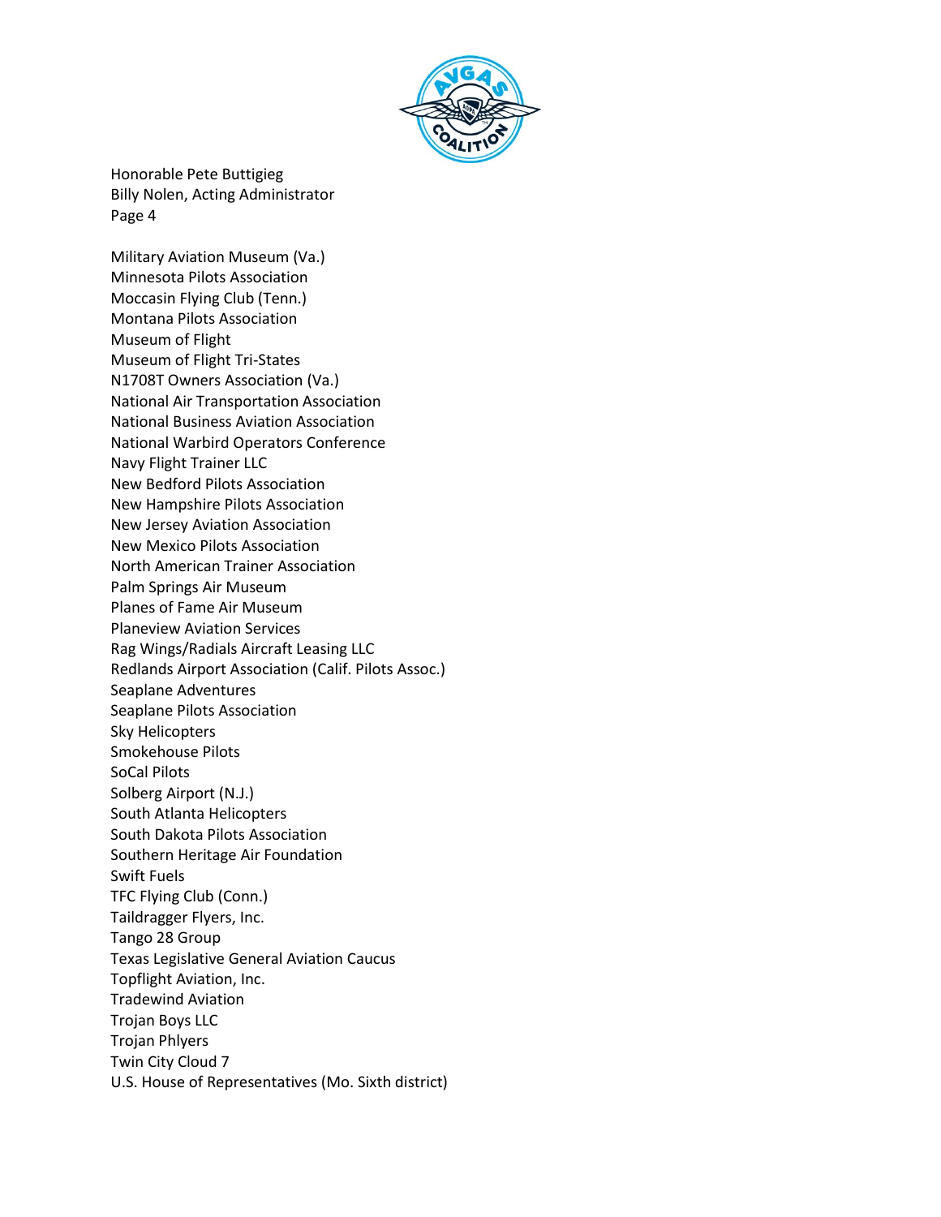Military Aviation Museum (Va.)
Minnesota Pilots Association
Moccasin Flying Club (Tenn.)
Montana Pilots Association
Museum of Flight
Museum of Flight Tri-States
N1708T Owners Association (Va.)
National Air Transportation Association
National Business Aviation Association
National Warbird Operators Conference
Navy Flight Trainer LLC
New Bedford Pilots Association
New Hampshire Pilots Association
New Jersey Aviation Association
New Mexico Pilots Association
North American Trainer Association
Palm Springs Air Museum
Planes of Fame Air Museum
Planeview Aviation Services
Rag Wings/Radials Aircraft Leasing LLC
Redlands Airport Association (Calif. Pilots Assoc.)
Seaplane Adventures
Seaplane Pilots Association
Sky Helicopters
Smokehouse Pilots
SoCal Pilots
Solberg Airport (N.J.)
South Atlanta Helicopters
South Dakota Pilots Association
Southern Heritage Air Foundation
Swift Fuels
TFC Flying Club (Conn.)
Taildragger Flyers, Inc.
Tango 28 Group
Texas Legislative General Aviation Caucus
Topflight Aviation, Inc.
Tradewind Aviation
Trojan Boys LLC
Trojan Phlyers
Twin City Cloud 7
U.S. House of Representatives (Mo. Sixth district)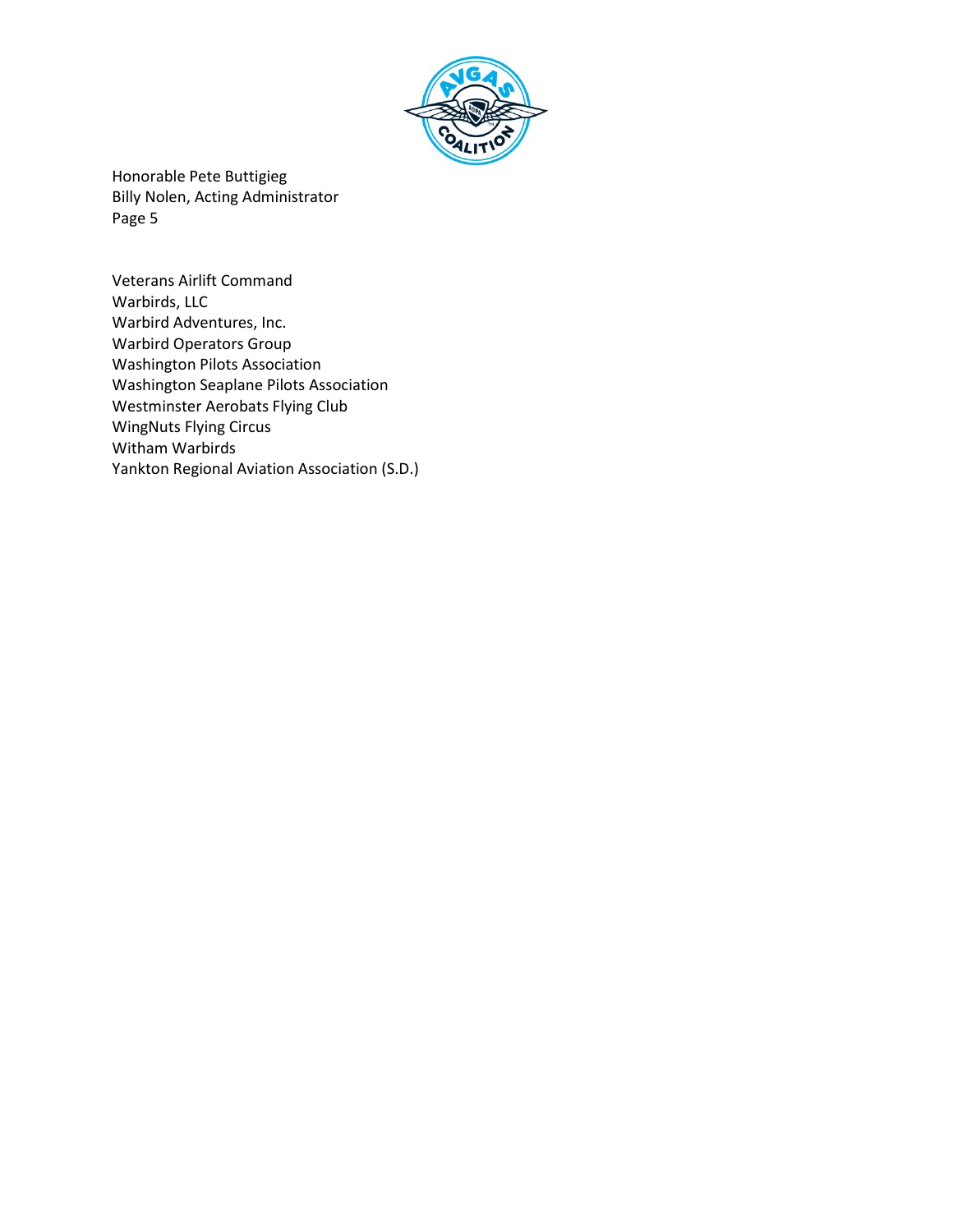Veterans Airlift Command
Warbirds, LLC
Warbird Adventures, Inc.
Warbird Operators Group
Washington Pilots Association
Washington Seaplane Pilots Association
Westminster Aerobats Flying Club
WingNuts Flying Circus
Witham Warbirds
Yankton Regional Aviation Association (S.D.)